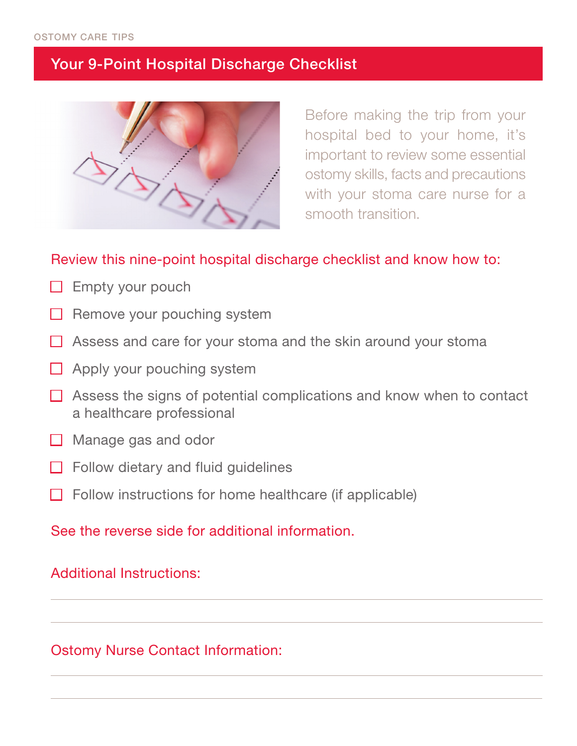OSTOMY CARE TIPS

# Your 9-Point Hospital Discharge Checklist

Before making the trip from your hospital bed to your home, it's important to review some essential ostomy skills, facts and precautions with your stoma care nurse for a smooth transition.

## Review this nine-point hospital discharge checklist and know how to:

- [ ] Empty your pouch
- [ ] Remove your pouching system
- [ ] Assess and care for your stoma and the skin around your stoma
- [ ] Apply your pouching system
- [ ] Assess the signs of potential complications and know when to contact a healthcare professional
- [ ] Manage gas and odor
- [ ] Follow dietary and fluid guidelines
- [ ] Follow instructions for home healthcare (if applicable)

See the reverse side for additional information.

Additional Instructions:

---

---

Ostomy Nurse Contact Information:

---

---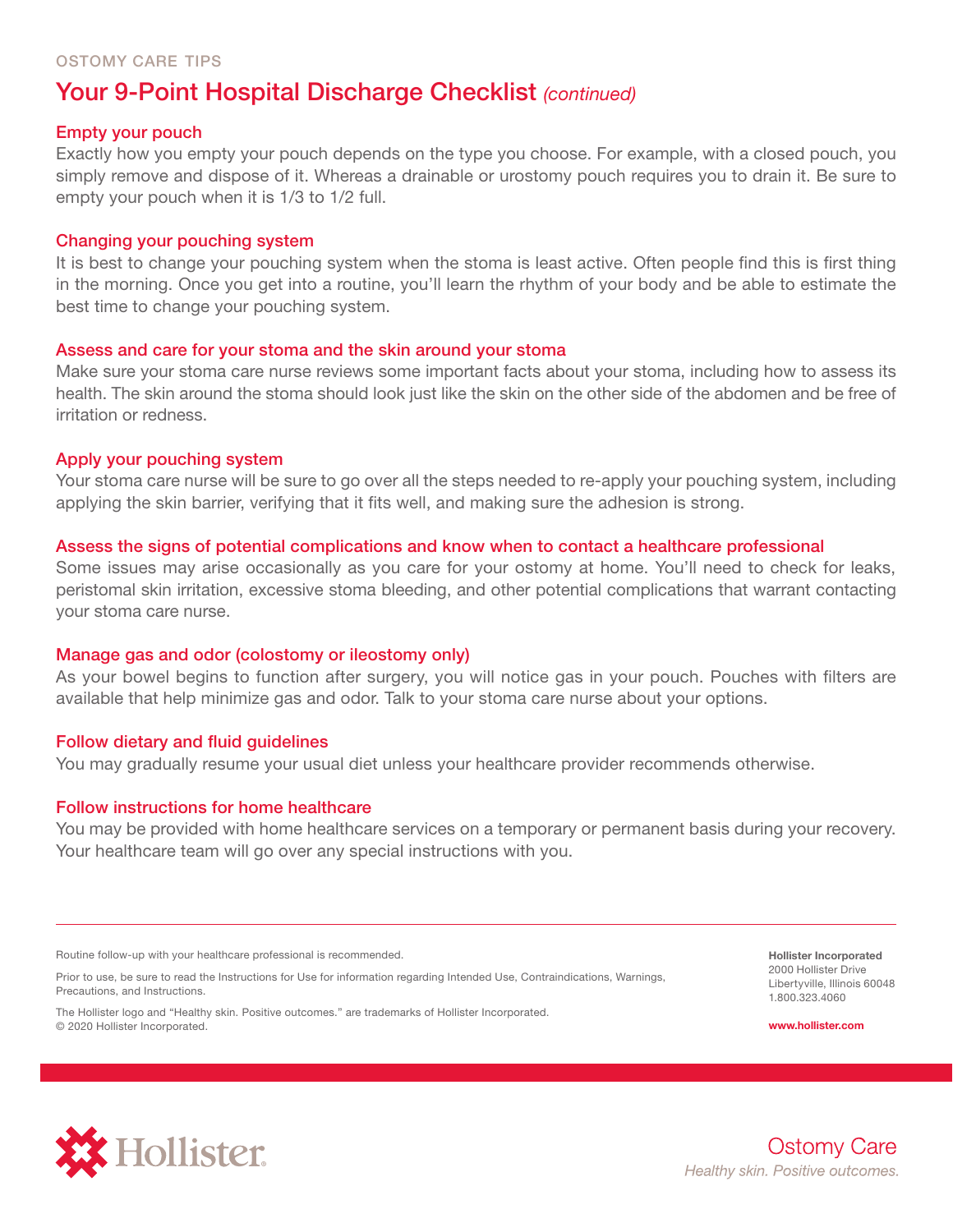OSTOMY CARE TIPS

# Your 9-Point Hospital Discharge Checklist *(continued)*

## Empty your pouch

Exactly how you empty your pouch depends on the type you choose. For example, with a closed pouch, you simply remove and dispose of it. Whereas a drainable or urostomy pouch requires you to drain it. Be sure to empty your pouch when it is 1/3 to 1/2 full.

## Changing your pouching system

It is best to change your pouching system when the stoma is least active. Often people find this is first thing in the morning. Once you get into a routine, you'll learn the rhythm of your body and be able to estimate the best time to change your pouching system.

## Assess and care for your stoma and the skin around your stoma

Make sure your stoma care nurse reviews some important facts about your stoma, including how to assess its health. The skin around the stoma should look just like the skin on the other side of the abdomen and be free of irritation or redness.

## Apply your pouching system

Your stoma care nurse will be sure to go over all the steps needed to re-apply your pouching system, including applying the skin barrier, verifying that it fits well, and making sure the adhesion is strong.

## Assess the signs of potential complications and know when to contact a healthcare professional

Some issues may arise occasionally as you care for your ostomy at home. You'll need to check for leaks, peristomal skin irritation, excessive stoma bleeding, and other potential complications that warrant contacting your stoma care nurse.

## Manage gas and odor (colostomy or ileostomy only)

As your bowel begins to function after surgery, you will notice gas in your pouch. Pouches with filters are available that help minimize gas and odor. Talk to your stoma care nurse about your options.

## Follow dietary and fluid guidelines

You may gradually resume your usual diet unless your healthcare provider recommends otherwise.

## Follow instructions for home healthcare

You may be provided with home healthcare services on a temporary or permanent basis during your recovery. Your healthcare team will go over any special instructions with you.

---

Routine follow-up with your healthcare professional is recommended.

Prior to use, be sure to read the Instructions for Use for information regarding Intended Use, Contraindications, Warnings, Precautions, and Instructions.

The Hollister logo and "Healthy skin. Positive outcomes." are trademarks of Hollister Incorporated.
© 2020 Hollister Incorporated.

**Hollister Incorporated**
2000 Hollister Drive
Libertyville, Illinois 60048
1.800.323.4060

**www.hollister.com**

Hollister

Ostomy Care
*Healthy skin. Positive outcomes.*